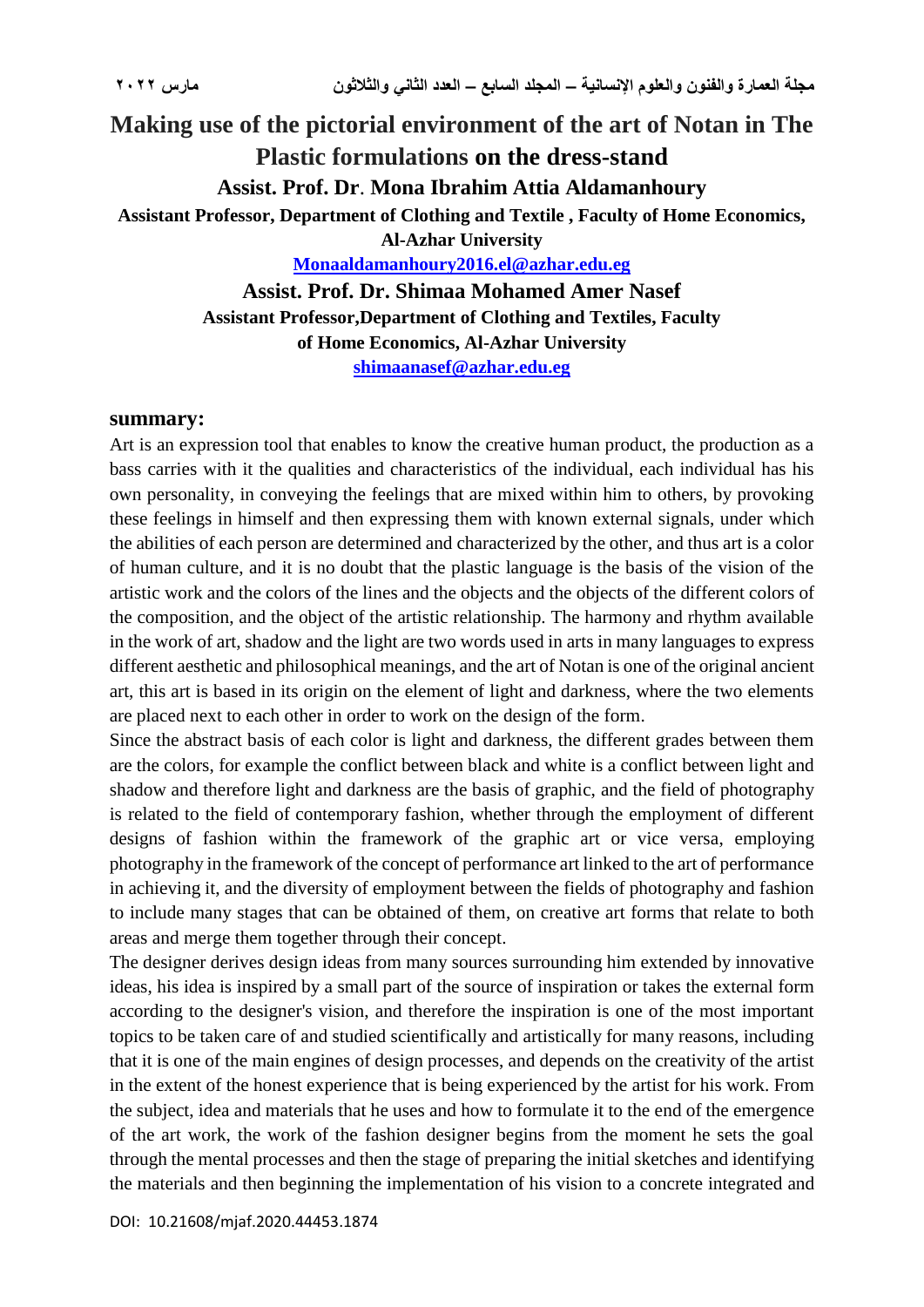# Making use of the pictorial environment of the art of Notan in The Plastic formulations on the dress-stand

**Assist. Prof. Dr. Mona Ibrahim Attia Aldamanhoury**

**Assistant Professor, Department of Clothing and Textile , Faculty of Home Economics, Al-Azhar University**

Monaaldamanhoury2016.el@azhar.edu.eg

**Assist. Prof. Dr. Shimaa Mohamed Amer Nasef**

**Assistant Professor,Department of Clothing and Textiles, Faculty of Home Economics, Al-Azhar University**

shimaanasef@azhar.edu.eg

## summary:

Art is an expression tool that enables to know the creative human product, the production as a bass carries with it the qualities and characteristics of the individual, each individual has his own personality, in conveying the feelings that are mixed within him to others, by provoking these feelings in himself and then expressing them with known external signals, under which the abilities of each person are determined and characterized by the other, and thus art is a color of human culture, and it is no doubt that the plastic language is the basis of the vision of the artistic work and the colors of the lines and the objects and the objects of the different colors of the composition, and the object of the artistic relationship. The harmony and rhythm available in the work of art, shadow and the light are two words used in arts in many languages to express different aesthetic and philosophical meanings, and the art of Notan is one of the original ancient art, this art is based in its origin on the element of light and darkness, where the two elements are placed next to each other in order to work on the design of the form.

Since the abstract basis of each color is light and darkness, the different grades between them are the colors, for example the conflict between black and white is a conflict between light and shadow and therefore light and darkness are the basis of graphic, and the field of photography is related to the field of contemporary fashion, whether through the employment of different designs of fashion within the framework of the graphic art or vice versa, employing photography in the framework of the concept of performance art linked to the art of performance in achieving it, and the diversity of employment between the fields of photography and fashion to include many stages that can be obtained of them, on creative art forms that relate to both areas and merge them together through their concept.

The designer derives design ideas from many sources surrounding him extended by innovative ideas, his idea is inspired by a small part of the source of inspiration or takes the external form according to the designer's vision, and therefore the inspiration is one of the most important topics to be taken care of and studied scientifically and artistically for many reasons, including that it is one of the main engines of design processes, and depends on the creativity of the artist in the extent of the honest experience that is being experienced by the artist for his work. From the subject, idea and materials that he uses and how to formulate it to the end of the emergence of the art work, the work of the fashion designer begins from the moment he sets the goal through the mental processes and then the stage of preparing the initial sketches and identifying the materials and then beginning the implementation of his vision to a concrete integrated and

DOI: 10.21608/mjaf.2020.44453.1874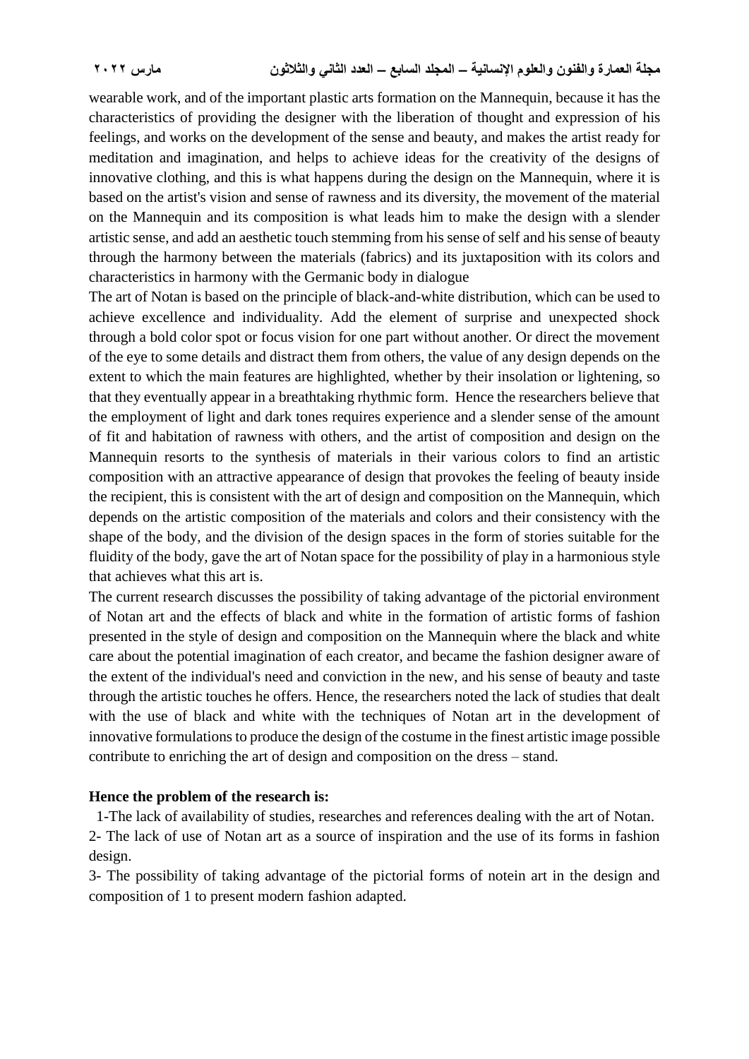wearable work, and of the important plastic arts formation on the Mannequin, because it has the characteristics of providing the designer with the liberation of thought and expression of his feelings, and works on the development of the sense and beauty, and makes the artist ready for meditation and imagination, and helps to achieve ideas for the creativity of the designs of innovative clothing, and this is what happens during the design on the Mannequin, where it is based on the artist's vision and sense of rawness and its diversity, the movement of the material on the Mannequin and its composition is what leads him to make the design with a slender artistic sense, and add an aesthetic touch stemming from his sense of self and his sense of beauty through the harmony between the materials (fabrics) and its juxtaposition with its colors and characteristics in harmony with the Germanic body in dialogue

The art of Notan is based on the principle of black-and-white distribution, which can be used to achieve excellence and individuality. Add the element of surprise and unexpected shock through a bold color spot or focus vision for one part without another. Or direct the movement of the eye to some details and distract them from others, the value of any design depends on the extent to which the main features are highlighted, whether by their insolation or lightening, so that they eventually appear in a breathtaking rhythmic form. Hence the researchers believe that the employment of light and dark tones requires experience and a slender sense of the amount of fit and habitation of rawness with others, and the artist of composition and design on the Mannequin resorts to the synthesis of materials in their various colors to find an artistic composition with an attractive appearance of design that provokes the feeling of beauty inside the recipient, this is consistent with the art of design and composition on the Mannequin, which depends on the artistic composition of the materials and colors and their consistency with the shape of the body, and the division of the design spaces in the form of stories suitable for the fluidity of the body, gave the art of Notan space for the possibility of play in a harmonious style that achieves what this art is.

The current research discusses the possibility of taking advantage of the pictorial environment of Notan art and the effects of black and white in the formation of artistic forms of fashion presented in the style of design and composition on the Mannequin where the black and white care about the potential imagination of each creator, and became the fashion designer aware of the extent of the individual's need and conviction in the new, and his sense of beauty and taste through the artistic touches he offers. Hence, the researchers noted the lack of studies that dealt with the use of black and white with the techniques of Notan art in the development of innovative formulations to produce the design of the costume in the finest artistic image possible contribute to enriching the art of design and composition on the dress – stand.

**Hence the problem of the research is:**

1-The lack of availability of studies, researches and references dealing with the art of Notan.

2- The lack of use of Notan art as a source of inspiration and the use of its forms in fashion design.

3- The possibility of taking advantage of the pictorial forms of notein art in the design and composition of 1 to present modern fashion adapted.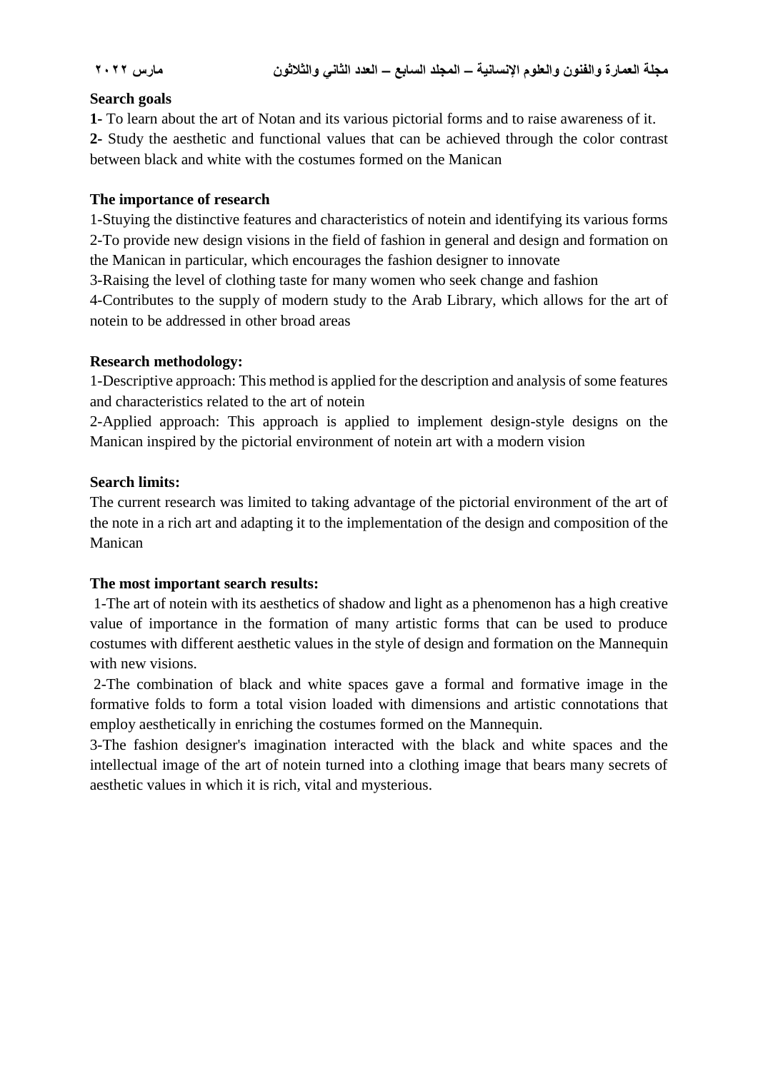**Search goals**

**1-** To learn about the art of Notan and its various pictorial forms and to raise awareness of it.

**2-** Study the aesthetic and functional values that can be achieved through the color contrast between black and white with the costumes formed on the Manican

**The importance of research**

1-Stuying the distinctive features and characteristics of notein and identifying its various forms

2-To provide new design visions in the field of fashion in general and design and formation on the Manican in particular, which encourages the fashion designer to innovate

3-Raising the level of clothing taste for many women who seek change and fashion

4-Contributes to the supply of modern study to the Arab Library, which allows for the art of notein to be addressed in other broad areas

**Research methodology:**

1-Descriptive approach: This method is applied for the description and analysis of some features and characteristics related to the art of notein

2-Applied approach: This approach is applied to implement design-style designs on the Manican inspired by the pictorial environment of notein art with a modern vision

**Search limits:**

The current research was limited to taking advantage of the pictorial environment of the art of the note in a rich art and adapting it to the implementation of the design and composition of the Manican

**The most important search results:**

1-The art of notein with its aesthetics of shadow and light as a phenomenon has a high creative value of importance in the formation of many artistic forms that can be used to produce costumes with different aesthetic values in the style of design and formation on the Mannequin with new visions.

2-The combination of black and white spaces gave a formal and formative image in the formative folds to form a total vision loaded with dimensions and artistic connotations that employ aesthetically in enriching the costumes formed on the Mannequin.

3-The fashion designer's imagination interacted with the black and white spaces and the intellectual image of the art of notein turned into a clothing image that bears many secrets of aesthetic values in which it is rich, vital and mysterious.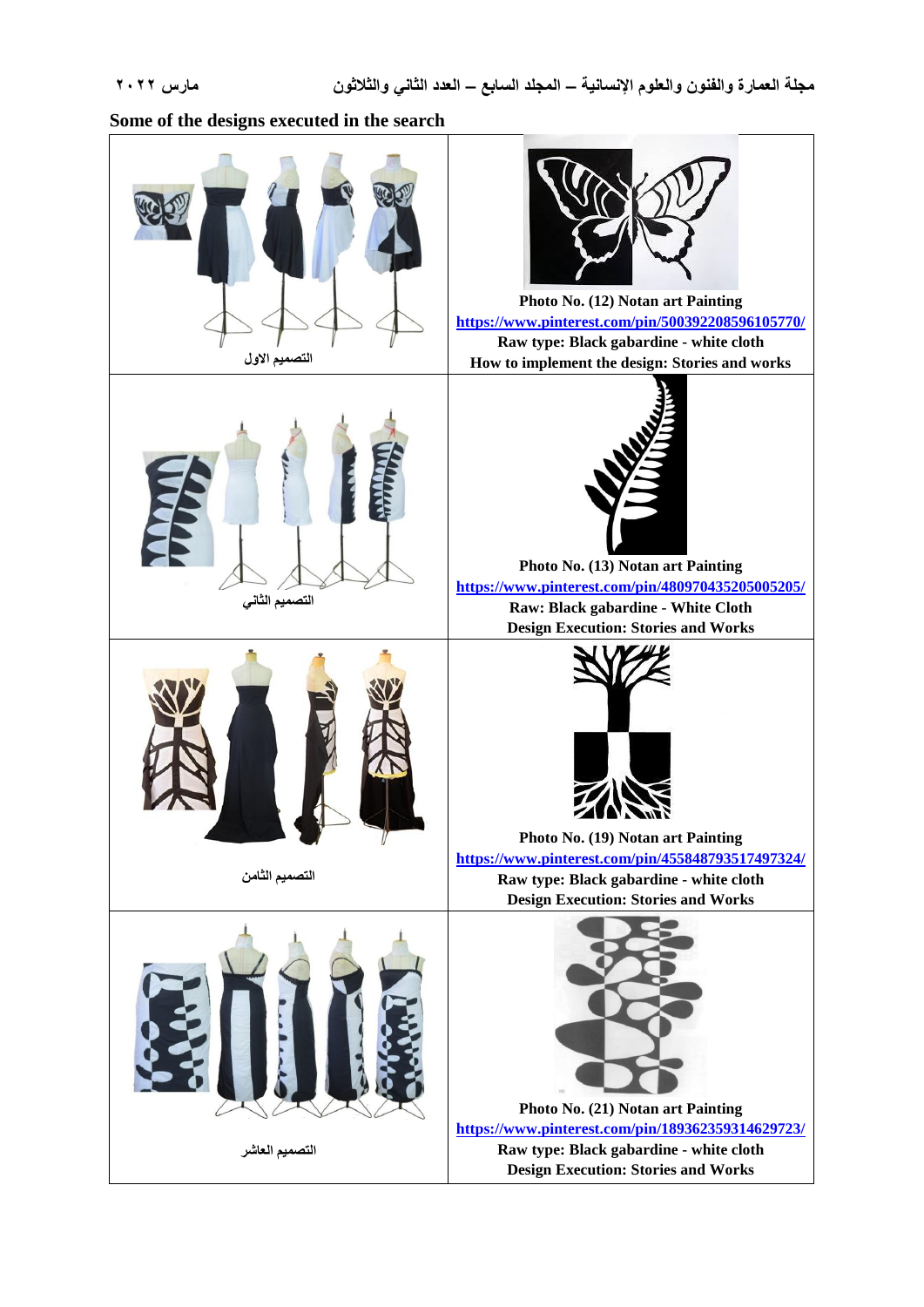**Some of the designs executed in the search**

| | |
|---|---|
| التصميم الاول | Photo No. (12) Notan art Painting<br>https://www.pinterest.com/pin/500392208596105770/<br>Raw type: Black gabardine - white cloth<br>How to implement the design: Stories and works |
| التصميم الثاني | Photo No. (13) Notan art Painting<br>https://www.pinterest.com/pin/480970435205005205/<br>Raw: Black gabardine - White Cloth<br>Design Execution: Stories and Works |
| التصميم الثامن | Photo No. (19) Notan art Painting<br>https://www.pinterest.com/pin/455848793517497324/<br>Raw type: Black gabardine - white cloth<br>Design Execution: Stories and Works |
| التصميم العاشر | Photo No. (21) Notan art Painting<br>https://www.pinterest.com/pin/189362359314629723/<br>Raw type: Black gabardine - white cloth<br>Design Execution: Stories and Works |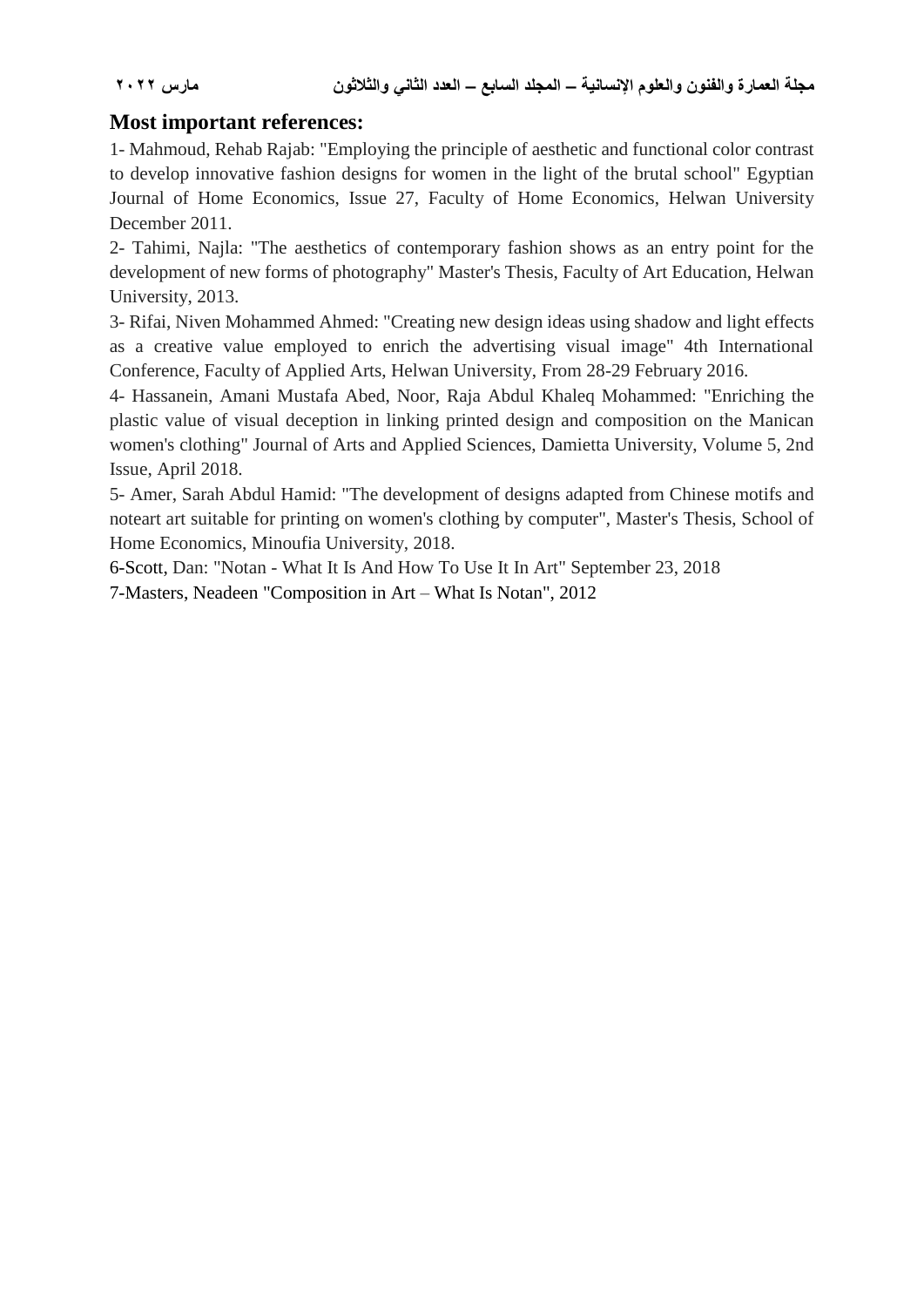## Most important references:

1- Mahmoud, Rehab Rajab: "Employing the principle of aesthetic and functional color contrast to develop innovative fashion designs for women in the light of the brutal school" Egyptian Journal of Home Economics, Issue 27, Faculty of Home Economics, Helwan University December 2011.

2- Tahimi, Najla: "The aesthetics of contemporary fashion shows as an entry point for the development of new forms of photography" Master's Thesis, Faculty of Art Education, Helwan University, 2013.

3- Rifai, Niven Mohammed Ahmed: "Creating new design ideas using shadow and light effects as a creative value employed to enrich the advertising visual image" 4th International Conference, Faculty of Applied Arts, Helwan University, From 28-29 February 2016.

4- Hassanein, Amani Mustafa Abed, Noor, Raja Abdul Khaleq Mohammed: "Enriching the plastic value of visual deception in linking printed design and composition on the Manican women's clothing" Journal of Arts and Applied Sciences, Damietta University, Volume 5, 2nd Issue, April 2018.

5- Amer, Sarah Abdul Hamid: "The development of designs adapted from Chinese motifs and noteart art suitable for printing on women's clothing by computer", Master's Thesis, School of Home Economics, Minoufia University, 2018.

6-Scott, Dan: "Notan - What It Is And How To Use It In Art" September 23, 2018

7-Masters, Neadeen "Composition in Art – What Is Notan", 2012